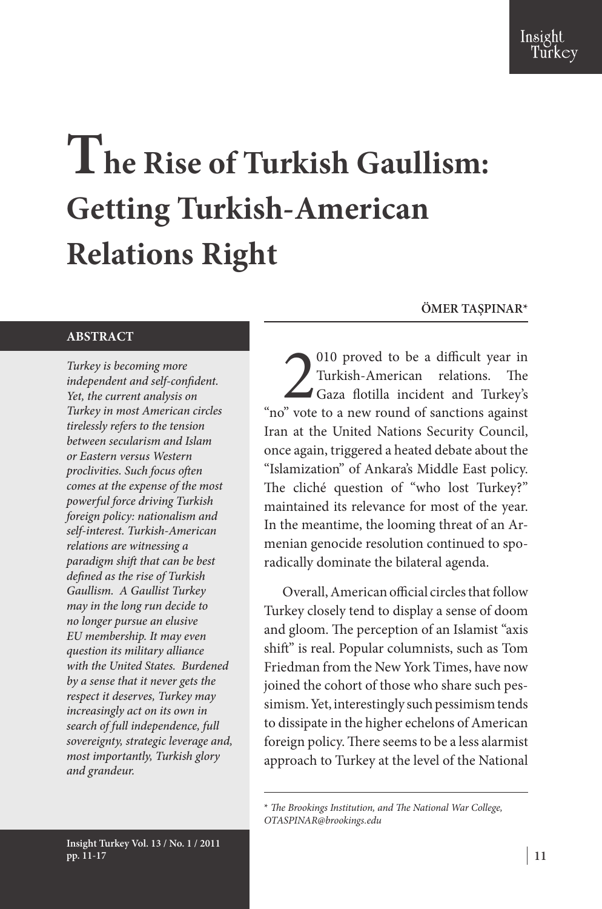# The Rise of Turkish Gaullism: Getting Turkish-American Relations Right

**ÖMER TAŞPINAR***

## ABSTRACT

*Turkey is becoming more independent and self-confident. Yet, the current analysis on Turkey in most American circles tirelessly refers to the tension between secularism and Islam or Eastern versus Western proclivities. Such focus often comes at the expense of the most powerful force driving Turkish foreign policy: nationalism and self-interest. Turkish-American relations are witnessing a paradigm shift that can be best defined as the rise of Turkish Gaullism. A Gaullist Turkey may in the long run decide to no longer pursue an elusive EU membership. It may even question its military alliance with the United States. Burdened by a sense that it never gets the respect it deserves, Turkey may increasingly act on its own in search of full independence, full sovereignty, strategic leverage and, most importantly, Turkish glory and grandeur.*

2010 proved to be a difficult year in Turkish-American relations. The Gaza flotilla incident and Turkey's "no" vote to a new round of sanctions against Iran at the United Nations Security Council, once again, triggered a heated debate about the "Islamization" of Ankara's Middle East policy. The cliché question of "who lost Turkey?" maintained its relevance for most of the year. In the meantime, the looming threat of an Armenian genocide resolution continued to sporadically dominate the bilateral agenda.

Overall, American official circles that follow Turkey closely tend to display a sense of doom and gloom. The perception of an Islamist "axis shift" is real. Popular columnists, such as Tom Friedman from the New York Times, have now joined the cohort of those who share such pessimism. Yet, interestingly such pessimism tends to dissipate in the higher echelons of American foreign policy. There seems to be a less alarmist approach to Turkey at the level of the National

---

\* *The Brookings Institution, and The National War College, OTASPINAR@brookings.edu*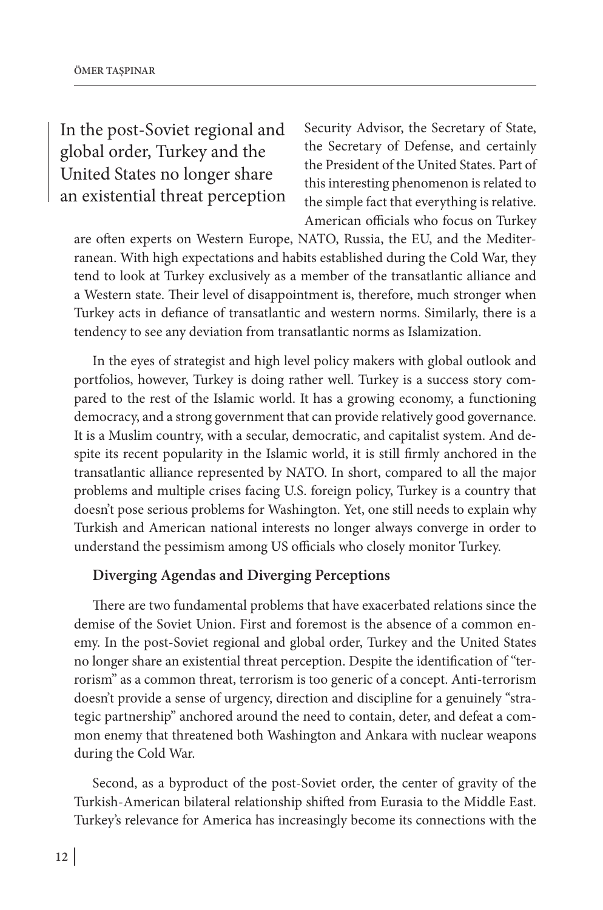Security Advisor, the Secretary of State, the Secretary of Defense, and certainly the President of the United States. Part of this interesting phenomenon is related to the simple fact that everything is relative. American officials who focus on Turkey are often experts on Western Europe, NATO, Russia, the EU, and the Mediterranean. With high expectations and habits established during the Cold War, they tend to look at Turkey exclusively as a member of the transatlantic alliance and a Western state. Their level of disappointment is, therefore, much stronger when Turkey acts in defiance of transatlantic and western norms. Similarly, there is a tendency to see any deviation from transatlantic norms as Islamization.

In the eyes of strategist and high level policy makers with global outlook and portfolios, however, Turkey is doing rather well. Turkey is a success story compared to the rest of the Islamic world. It has a growing economy, a functioning democracy, and a strong government that can provide relatively good governance. It is a Muslim country, with a secular, democratic, and capitalist system. And despite its recent popularity in the Islamic world, it is still firmly anchored in the transatlantic alliance represented by NATO. In short, compared to all the major problems and multiple crises facing U.S. foreign policy, Turkey is a country that doesn't pose serious problems for Washington. Yet, one still needs to explain why Turkish and American national interests no longer always converge in order to understand the pessimism among US officials who closely monitor Turkey.

### Diverging Agendas and Diverging Perceptions

There are two fundamental problems that have exacerbated relations since the demise of the Soviet Union. First and foremost is the absence of a common enemy. In the post-Soviet regional and global order, Turkey and the United States no longer share an existential threat perception. Despite the identification of "terrorism" as a common threat, terrorism is too generic of a concept. Anti-terrorism doesn't provide a sense of urgency, direction and discipline for a genuinely "strategic partnership" anchored around the need to contain, deter, and defeat a common enemy that threatened both Washington and Ankara with nuclear weapons during the Cold War.

Second, as a byproduct of the post-Soviet order, the center of gravity of the Turkish-American bilateral relationship shifted from Eurasia to the Middle East. Turkey's relevance for America has increasingly become its connections with the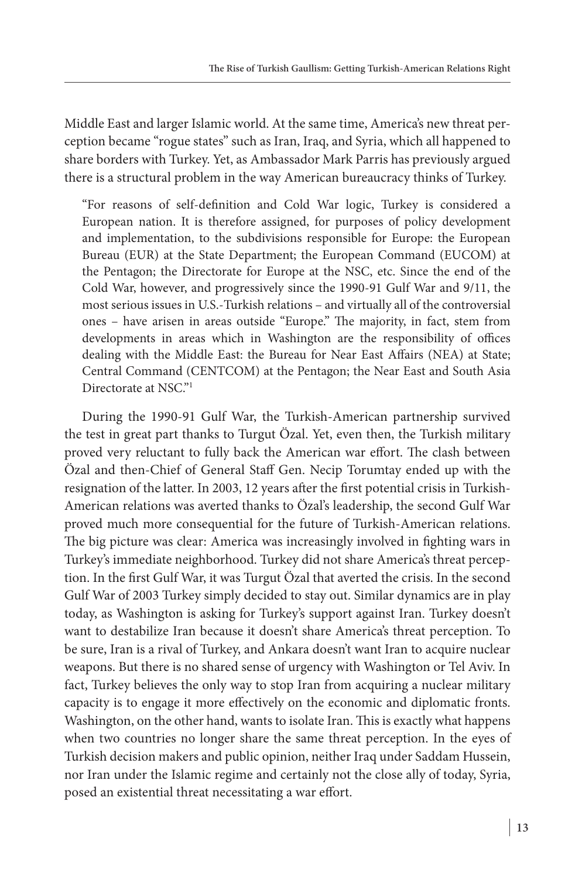Middle East and larger Islamic world. At the same time, America's new threat perception became "rogue states" such as Iran, Iraq, and Syria, which all happened to share borders with Turkey. Yet, as Ambassador Mark Parris has previously argued there is a structural problem in the way American bureaucracy thinks of Turkey.

> "For reasons of self-definition and Cold War logic, Turkey is considered a European nation. It is therefore assigned, for purposes of policy development and implementation, to the subdivisions responsible for Europe: the European Bureau (EUR) at the State Department; the European Command (EUCOM) at the Pentagon; the Directorate for Europe at the NSC, etc. Since the end of the Cold War, however, and progressively since the 1990-91 Gulf War and 9/11, the most serious issues in U.S.-Turkish relations – and virtually all of the controversial ones – have arisen in areas outside "Europe." The majority, in fact, stem from developments in areas which in Washington are the responsibility of offices dealing with the Middle East: the Bureau for Near East Affairs (NEA) at State; Central Command (CENTCOM) at the Pentagon; the Near East and South Asia Directorate at NSC."[1]

During the 1990-91 Gulf War, the Turkish-American partnership survived the test in great part thanks to Turgut Özal. Yet, even then, the Turkish military proved very reluctant to fully back the American war effort. The clash between Özal and then-Chief of General Staff Gen. Necip Torumtay ended up with the resignation of the latter. In 2003, 12 years after the first potential crisis in Turkish-American relations was averted thanks to Özal's leadership, the second Gulf War proved much more consequential for the future of Turkish-American relations. The big picture was clear: America was increasingly involved in fighting wars in Turkey's immediate neighborhood. Turkey did not share America's threat perception. In the first Gulf War, it was Turgut Özal that averted the crisis. In the second Gulf War of 2003 Turkey simply decided to stay out. Similar dynamics are in play today, as Washington is asking for Turkey's support against Iran. Turkey doesn't want to destabilize Iran because it doesn't share America's threat perception. To be sure, Iran is a rival of Turkey, and Ankara doesn't want Iran to acquire nuclear weapons. But there is no shared sense of urgency with Washington or Tel Aviv. In fact, Turkey believes the only way to stop Iran from acquiring a nuclear military capacity is to engage it more effectively on the economic and diplomatic fronts. Washington, on the other hand, wants to isolate Iran. This is exactly what happens when two countries no longer share the same threat perception. In the eyes of Turkish decision makers and public opinion, neither Iraq under Saddam Hussein, nor Iran under the Islamic regime and certainly not the close ally of today, Syria, posed an existential threat necessitating a war effort.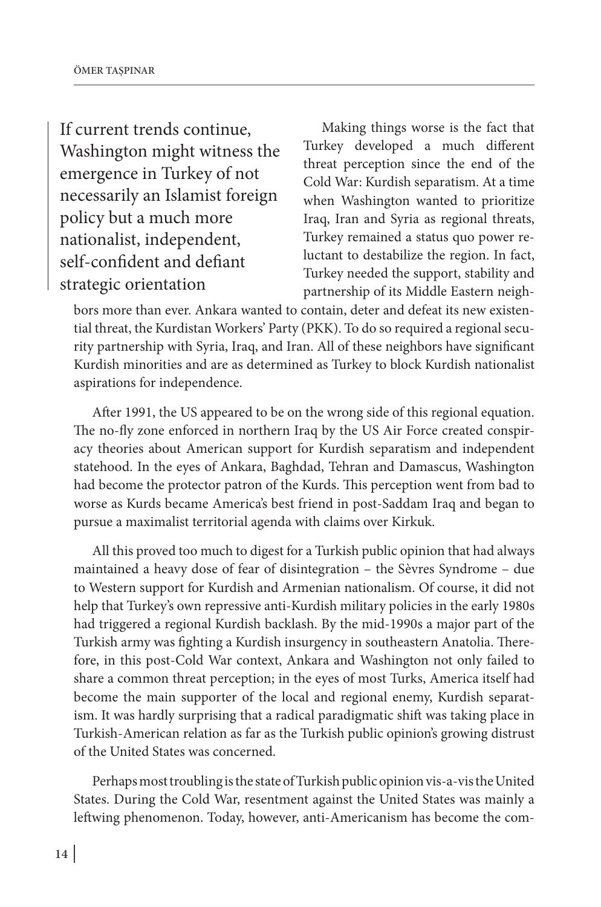> If current trends continue, Washington might witness the emergence in Turkey of not necessarily an Islamist foreign policy but a much more nationalist, independent, self-confident and defiant strategic orientation

Making things worse is the fact that Turkey developed a much different threat perception since the end of the Cold War: Kurdish separatism. At a time when Washington wanted to prioritize Iraq, Iran and Syria as regional threats, Turkey remained a status quo power reluctant to destabilize the region. In fact, Turkey needed the support, stability and partnership of its Middle Eastern neighbors more than ever. Ankara wanted to contain, deter and defeat its new existential threat, the Kurdistan Workers' Party (PKK). To do so required a regional security partnership with Syria, Iraq, and Iran. All of these neighbors have significant Kurdish minorities and are as determined as Turkey to block Kurdish nationalist aspirations for independence.

After 1991, the US appeared to be on the wrong side of this regional equation. The no-fly zone enforced in northern Iraq by the US Air Force created conspiracy theories about American support for Kurdish separatism and independent statehood. In the eyes of Ankara, Baghdad, Tehran and Damascus, Washington had become the protector patron of the Kurds. This perception went from bad to worse as Kurds became America's best friend in post-Saddam Iraq and began to pursue a maximalist territorial agenda with claims over Kirkuk.

All this proved too much to digest for a Turkish public opinion that had always maintained a heavy dose of fear of disintegration – the Sèvres Syndrome – due to Western support for Kurdish and Armenian nationalism. Of course, it did not help that Turkey's own repressive anti-Kurdish military policies in the early 1980s had triggered a regional Kurdish backlash. By the mid-1990s a major part of the Turkish army was fighting a Kurdish insurgency in southeastern Anatolia. Therefore, in this post-Cold War context, Ankara and Washington not only failed to share a common threat perception; in the eyes of most Turks, America itself had become the main supporter of the local and regional enemy, Kurdish separatism. It was hardly surprising that a radical paradigmatic shift was taking place in Turkish-American relation as far as the Turkish public opinion's growing distrust of the United States was concerned.

Perhaps most troubling is the state of Turkish public opinion vis-a-vis the United States. During the Cold War, resentment against the United States was mainly a leftwing phenomenon. Today, however, anti-Americanism has become the com-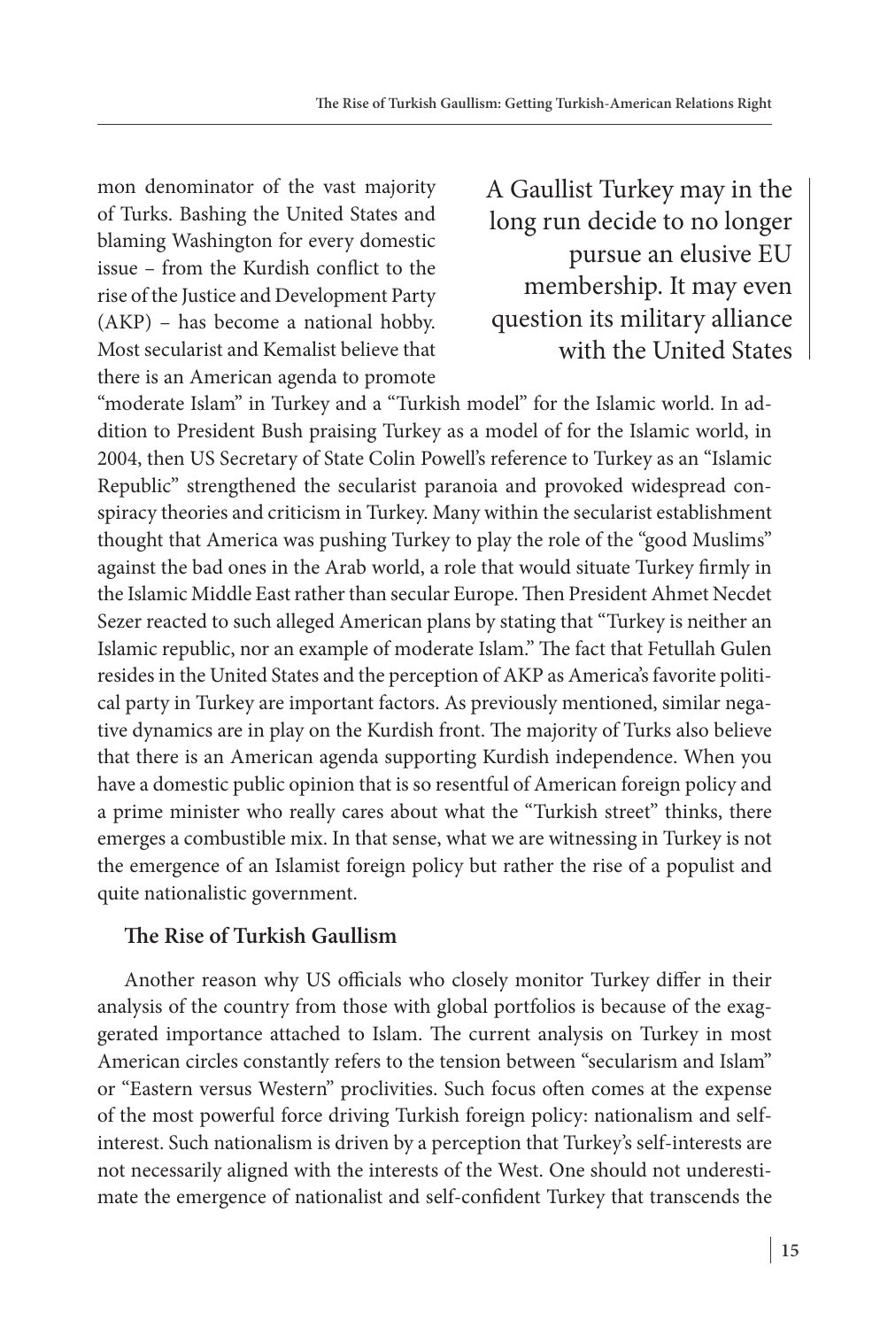mon denominator of the vast majority of Turks. Bashing the United States and blaming Washington for every domestic issue – from the Kurdish conflict to the rise of the Justice and Development Party (AKP) – has become a national hobby. Most secularist and Kemalist believe that there is an American agenda to promote "moderate Islam" in Turkey and a "Turkish model" for the Islamic world. In addition to President Bush praising Turkey as a model of for the Islamic world, in 2004, then US Secretary of State Colin Powell's reference to Turkey as an "Islamic Republic" strengthened the secularist paranoia and provoked widespread conspiracy theories and criticism in Turkey. Many within the secularist establishment thought that America was pushing Turkey to play the role of the "good Muslims" against the bad ones in the Arab world, a role that would situate Turkey firmly in the Islamic Middle East rather than secular Europe. Then President Ahmet Necdet Sezer reacted to such alleged American plans by stating that "Turkey is neither an Islamic republic, nor an example of moderate Islam." The fact that Fetullah Gulen resides in the United States and the perception of AKP as America's favorite political party in Turkey are important factors. As previously mentioned, similar negative dynamics are in play on the Kurdish front. The majority of Turks also believe that there is an American agenda supporting Kurdish independence. When you have a domestic public opinion that is so resentful of American foreign policy and a prime minister who really cares about what the "Turkish street" thinks, there emerges a combustible mix. In that sense, what we are witnessing in Turkey is not the emergence of an Islamist foreign policy but rather the rise of a populist and quite nationalistic government.

> A Gaullist Turkey may in the long run decide to no longer pursue an elusive EU membership. It may even question its military alliance with the United States

**The Rise of Turkish Gaullism**

Another reason why US officials who closely monitor Turkey differ in their analysis of the country from those with global portfolios is because of the exaggerated importance attached to Islam. The current analysis on Turkey in most American circles constantly refers to the tension between "secularism and Islam" or "Eastern versus Western" proclivities. Such focus often comes at the expense of the most powerful force driving Turkish foreign policy: nationalism and self-interest. Such nationalism is driven by a perception that Turkey's self-interests are not necessarily aligned with the interests of the West. One should not underestimate the emergence of nationalist and self-confident Turkey that transcends the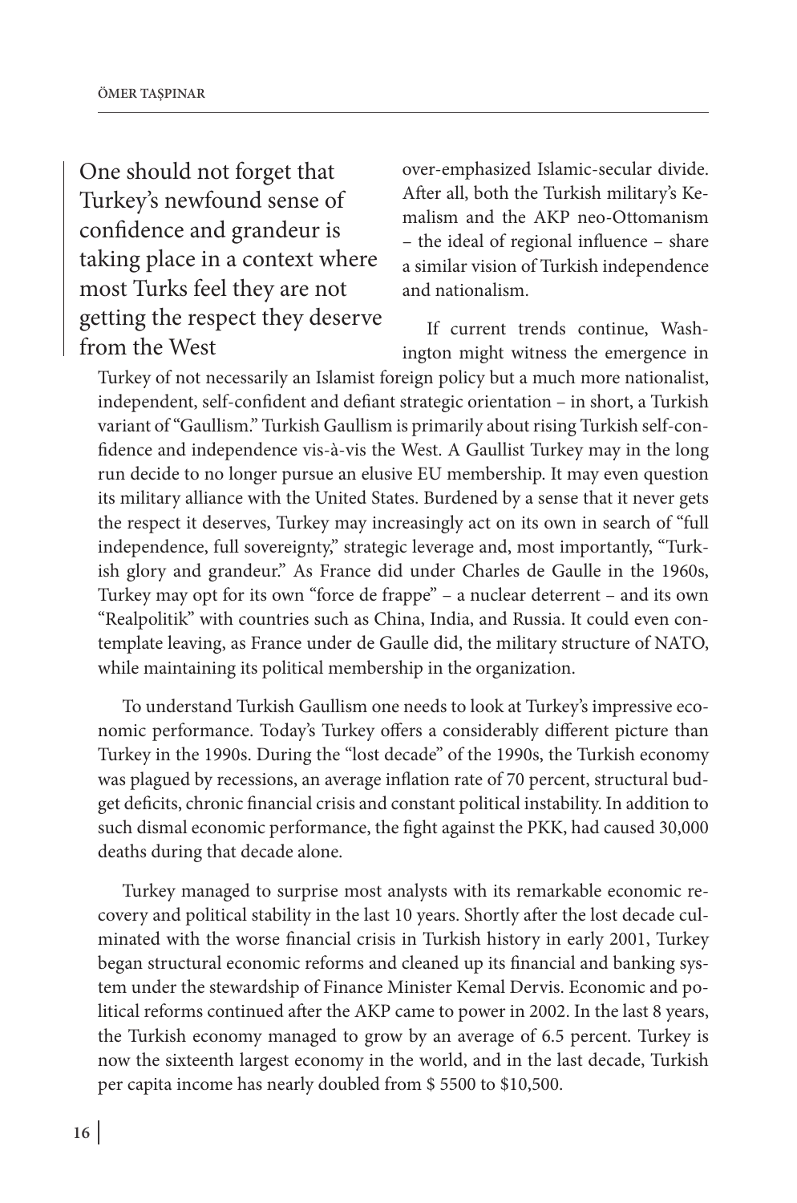> One should not forget that Turkey's newfound sense of confidence and grandeur is taking place in a context where most Turks feel they are not getting the respect they deserve from the West

over-emphasized Islamic-secular divide. After all, both the Turkish military's Kemalism and the AKP neo-Ottomanism – the ideal of regional influence – share a similar vision of Turkish independence and nationalism.

If current trends continue, Washington might witness the emergence in Turkey of not necessarily an Islamist foreign policy but a much more nationalist, independent, self-confident and defiant strategic orientation – in short, a Turkish variant of "Gaullism." Turkish Gaullism is primarily about rising Turkish self-confidence and independence vis-à-vis the West. A Gaullist Turkey may in the long run decide to no longer pursue an elusive EU membership. It may even question its military alliance with the United States. Burdened by a sense that it never gets the respect it deserves, Turkey may increasingly act on its own in search of "full independence, full sovereignty," strategic leverage and, most importantly, "Turkish glory and grandeur." As France did under Charles de Gaulle in the 1960s, Turkey may opt for its own "force de frappe" – a nuclear deterrent – and its own "Realpolitik" with countries such as China, India, and Russia. It could even contemplate leaving, as France under de Gaulle did, the military structure of NATO, while maintaining its political membership in the organization.

To understand Turkish Gaullism one needs to look at Turkey's impressive economic performance. Today's Turkey offers a considerably different picture than Turkey in the 1990s. During the "lost decade" of the 1990s, the Turkish economy was plagued by recessions, an average inflation rate of 70 percent, structural budget deficits, chronic financial crisis and constant political instability. In addition to such dismal economic performance, the fight against the PKK, had caused 30,000 deaths during that decade alone.

Turkey managed to surprise most analysts with its remarkable economic recovery and political stability in the last 10 years. Shortly after the lost decade culminated with the worse financial crisis in Turkish history in early 2001, Turkey began structural economic reforms and cleaned up its financial and banking system under the stewardship of Finance Minister Kemal Dervis. Economic and political reforms continued after the AKP came to power in 2002. In the last 8 years, the Turkish economy managed to grow by an average of 6.5 percent. Turkey is now the sixteenth largest economy in the world, and in the last decade, Turkish per capita income has nearly doubled from $ 5500 to $10,500.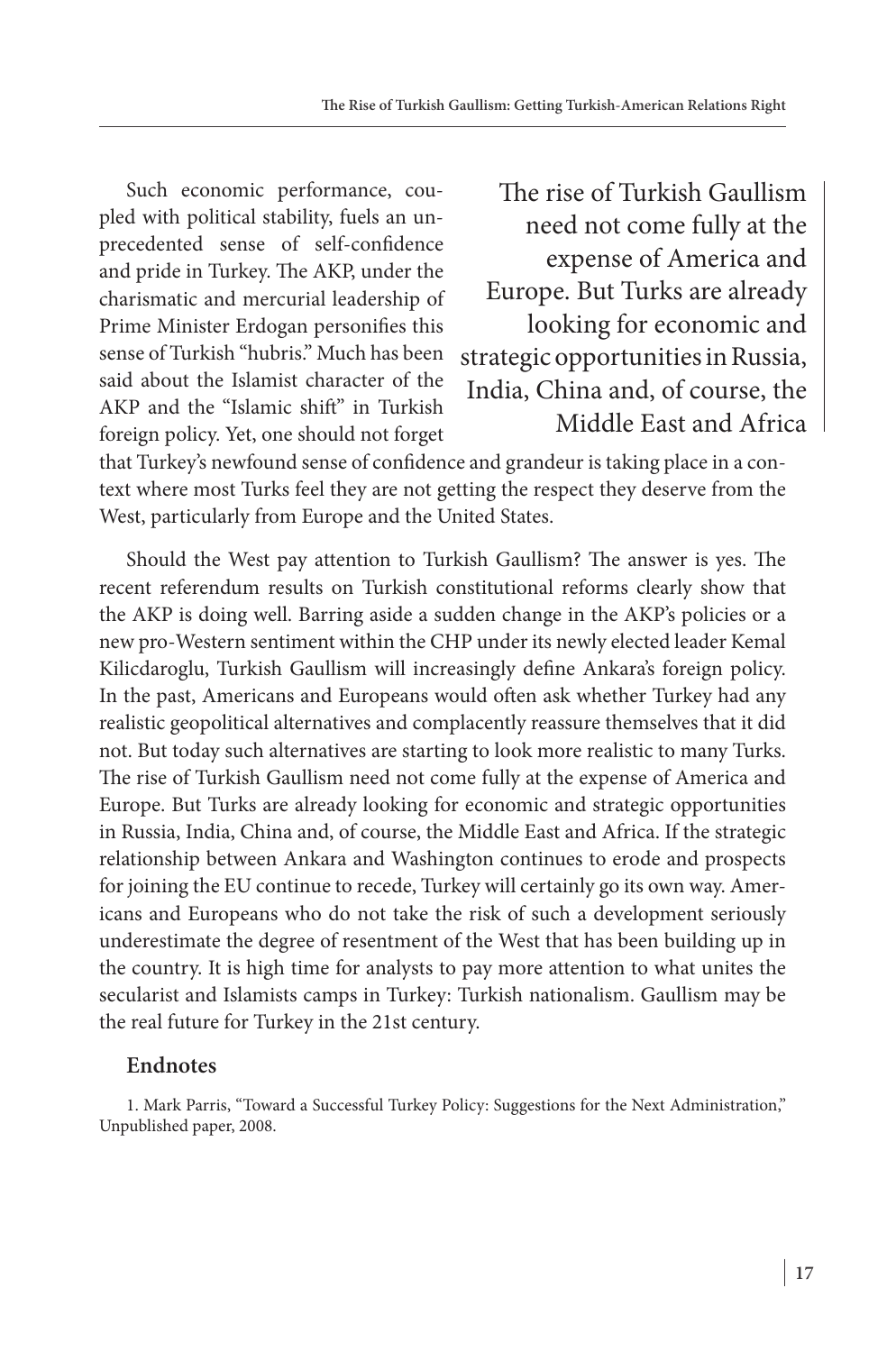Such economic performance, coupled with political stability, fuels an unprecedented sense of self-confidence and pride in Turkey. The AKP, under the charismatic and mercurial leadership of Prime Minister Erdogan personifies this sense of Turkish "hubris." Much has been said about the Islamist character of the AKP and the "Islamic shift" in Turkish foreign policy. Yet, one should not forget that Turkey's newfound sense of confidence and grandeur is taking place in a context where most Turks feel they are not getting the respect they deserve from the West, particularly from Europe and the United States.

> The rise of Turkish Gaullism need not come fully at the expense of America and Europe. But Turks are already looking for economic and strategic opportunities in Russia, India, China and, of course, the Middle East and Africa

Should the West pay attention to Turkish Gaullism? The answer is yes. The recent referendum results on Turkish constitutional reforms clearly show that the AKP is doing well. Barring aside a sudden change in the AKP's policies or a new pro-Western sentiment within the CHP under its newly elected leader Kemal Kilicdaroglu, Turkish Gaullism will increasingly define Ankara's foreign policy. In the past, Americans and Europeans would often ask whether Turkey had any realistic geopolitical alternatives and complacently reassure themselves that it did not. But today such alternatives are starting to look more realistic to many Turks. The rise of Turkish Gaullism need not come fully at the expense of America and Europe. But Turks are already looking for economic and strategic opportunities in Russia, India, China and, of course, the Middle East and Africa. If the strategic relationship between Ankara and Washington continues to erode and prospects for joining the EU continue to recede, Turkey will certainly go its own way. Americans and Europeans who do not take the risk of such a development seriously underestimate the degree of resentment of the West that has been building up in the country. It is high time for analysts to pay more attention to what unites the secularist and Islamists camps in Turkey: Turkish nationalism. Gaullism may be the real future for Turkey in the 21st century.

## Endnotes

1. Mark Parris, "Toward a Successful Turkey Policy: Suggestions for the Next Administration," Unpublished paper, 2008.